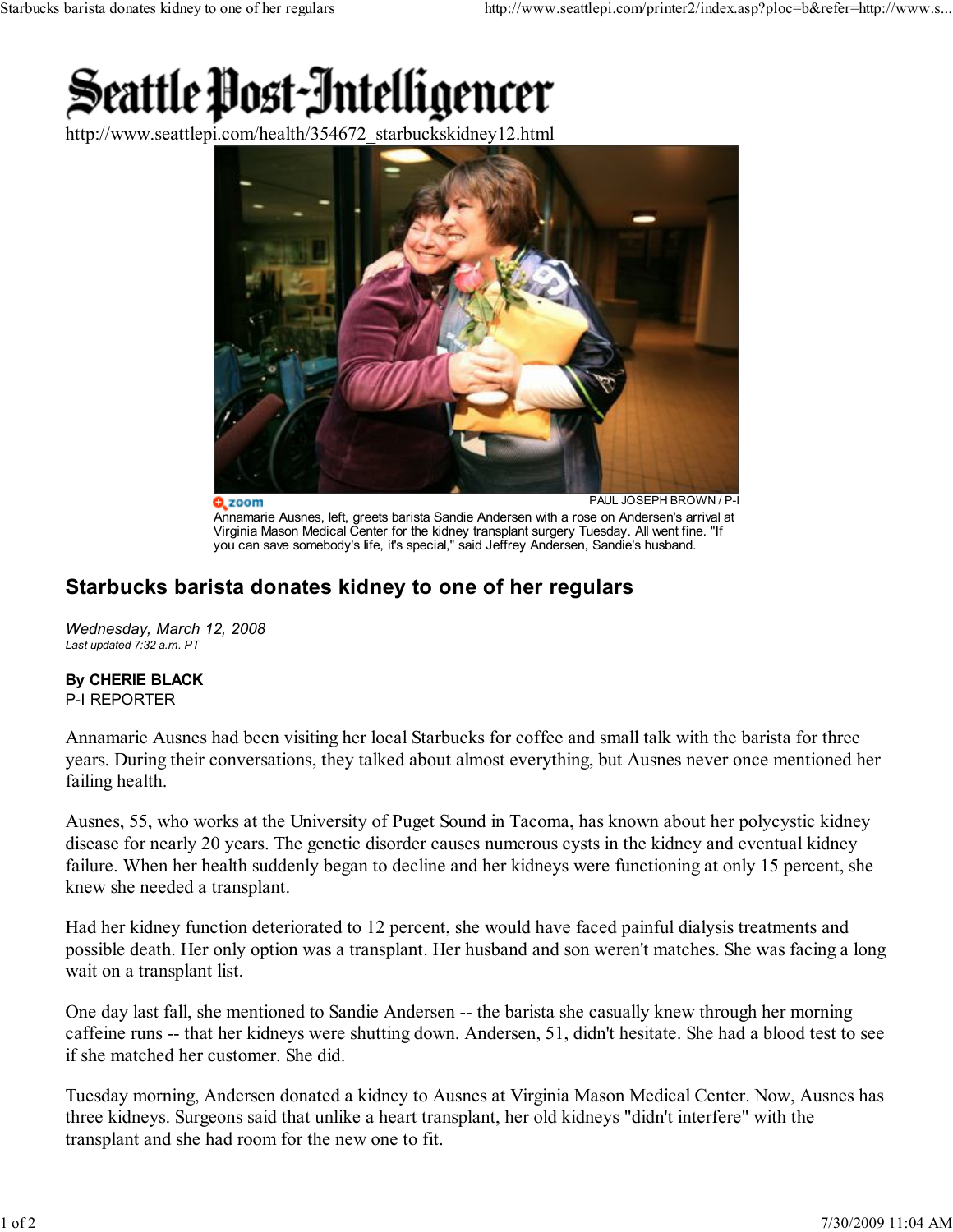# Seattle Post-Intelligencer

http://www.seattlepi.com/health/354672_starbuckskidney12.html

PAUL JOSEPH BROWN / P-I

Annamarie Ausnes, left, greets barista Sandie Andersen with a rose on Andersen's arrival at Virginia Mason Medical Center for the kidney transplant surgery Tuesday. All went fine. "If you can save somebody's life, it's special," said Jeffrey Andersen, Sandie's husband.

## Starbucks barista donates kidney to one of her regulars

*Wednesday, March 12, 2008*
*Last updated 7:32 a.m. PT*

**By CHERIE BLACK**
P-I REPORTER

Annamarie Ausnes had been visiting her local Starbucks for coffee and small talk with the barista for three years. During their conversations, they talked about almost everything, but Ausnes never once mentioned her failing health.

Ausnes, 55, who works at the University of Puget Sound in Tacoma, has known about her polycystic kidney disease for nearly 20 years. The genetic disorder causes numerous cysts in the kidney and eventual kidney failure. When her health suddenly began to decline and her kidneys were functioning at only 15 percent, she knew she needed a transplant.

Had her kidney function deteriorated to 12 percent, she would have faced painful dialysis treatments and possible death. Her only option was a transplant. Her husband and son weren't matches. She was facing a long wait on a transplant list.

One day last fall, she mentioned to Sandie Andersen -- the barista she casually knew through her morning caffeine runs -- that her kidneys were shutting down. Andersen, 51, didn't hesitate. She had a blood test to see if she matched her customer. She did.

Tuesday morning, Andersen donated a kidney to Ausnes at Virginia Mason Medical Center. Now, Ausnes has three kidneys. Surgeons said that unlike a heart transplant, her old kidneys "didn't interfere" with the transplant and she had room for the new one to fit.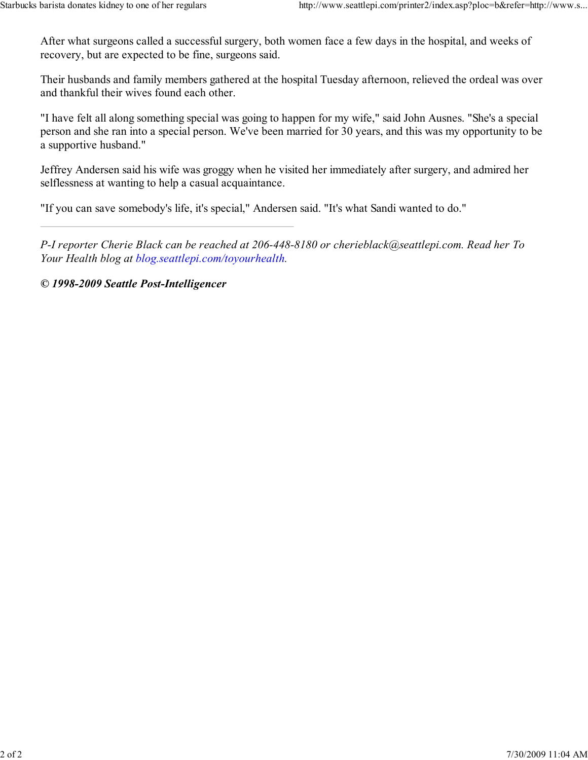After what surgeons called a successful surgery, both women face a few days in the hospital, and weeks of recovery, but are expected to be fine, surgeons said.

Their husbands and family members gathered at the hospital Tuesday afternoon, relieved the ordeal was over and thankful their wives found each other.

"I have felt all along something special was going to happen for my wife," said John Ausnes. "She's a special person and she ran into a special person. We've been married for 30 years, and this was my opportunity to be a supportive husband."

Jeffrey Andersen said his wife was groggy when he visited her immediately after surgery, and admired her selflessness at wanting to help a casual acquaintance.

"If you can save somebody's life, it's special," Andersen said. "It's what Sandi wanted to do."

---

*P-I reporter Cherie Black can be reached at 206-448-8180 or cherieblack@seattlepi.com. Read her To Your Health blog at blog.seattlepi.com/toyourhealth.*

***© 1998-2009 Seattle Post-Intelligencer***